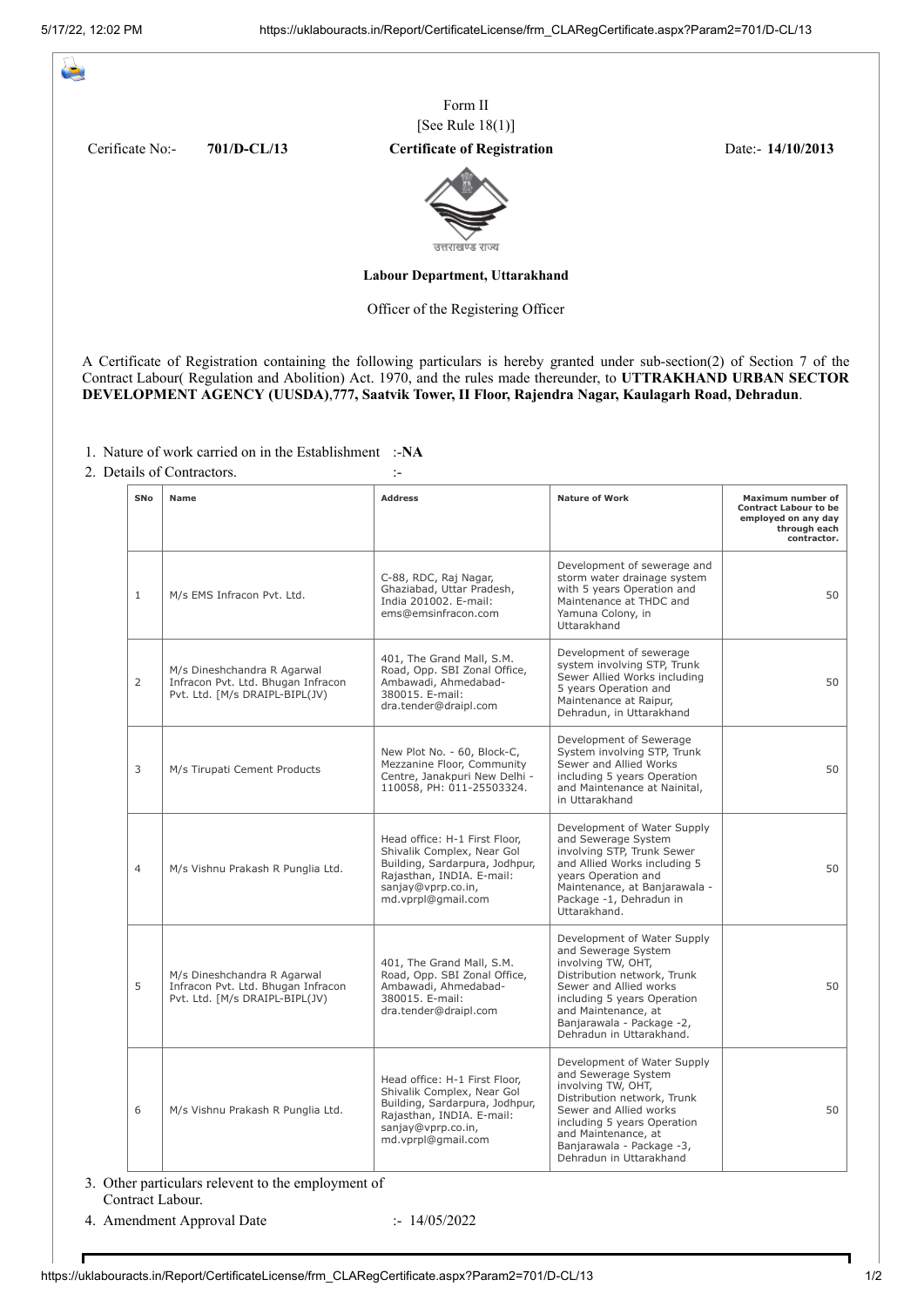Form II

[See Rule 18(1)]

Cerificate No:- **701/D-CL/13** **Certificate of Registration** Date:- **14/10/2013**

उत्तराखण्ड राज्य

**Labour Department, Uttarakhand**

Officer of the Registering Officer

A Certificate of Registration containing the following particulars is hereby granted under sub-section(2) of Section 7 of the Contract Labour( Regulation and Abolition) Act. 1970, and the rules made thereunder, to **UTTRAKHAND URBAN SECTOR DEVELOPMENT AGENCY (UUSDA),777, Saatvik Tower, II Floor, Rajendra Nagar, Kaulagarh Road, Dehradun**.

1. Nature of work carried on in the Establishment :-**NA**
2. Details of Contractors. :-

| SNo | Name | Address | Nature of Work | Maximum number of Contract Labour to be employed on any day through each contractor. |
|---|---|---|---|---|
| 1 | M/s EMS Infracon Pvt. Ltd. | C-88, RDC, Raj Nagar, Ghaziabad, Uttar Pradesh, India 201002. E-mail: ems@emsinfracon.com | Development of sewerage and storm water drainage system with 5 years Operation and Maintenance at THDC and Yamuna Colony, in Uttarakhand | 50 |
| 2 | M/s Dineshchandra R Agarwal Infracon Pvt. Ltd. Bhugan Infracon Pvt. Ltd. [M/s DRAIPL-BIPL(JV) | 401, The Grand Mall, S.M. Road, Opp. SBI Zonal Office, Ambawadi, Ahmedabad-380015. E-mail: dra.tender@draipl.com | Development of sewerage system involving STP, Trunk Sewer Allied Works including 5 years Operation and Maintenance at Raipur, Dehradun, in Uttarakhand | 50 |
| 3 | M/s Tirupati Cement Products | New Plot No. - 60, Block-C, Mezzanine Floor, Community Centre, Janakpuri New Delhi - 110058, PH: 011-25503324. | Development of Sewerage System involving STP, Trunk Sewer and Allied Works including 5 years Operation and Maintenance at Nainital, in Uttarakhand | 50 |
| 4 | M/s Vishnu Prakash R Punglia Ltd. | Head office: H-1 First Floor, Shivalik Complex, Near Gol Building, Sardarpura, Jodhpur, Rajasthan, INDIA. E-mail: sanjay@vprp.co.in, md.vprpl@gmail.com | Development of Water Supply and Sewerage System involving STP, Trunk Sewer and Allied Works including 5 years Operation and Maintenance, at Banjarawala - Package -1, Dehradun in Uttarakhand. | 50 |
| 5 | M/s Dineshchandra R Agarwal Infracon Pvt. Ltd. Bhugan Infracon Pvt. Ltd. [M/s DRAIPL-BIPL(JV) | 401, The Grand Mall, S.M. Road, Opp. SBI Zonal Office, Ambawadi, Ahmedabad-380015. E-mail: dra.tender@draipl.com | Development of Water Supply and Sewerage System involving TW, OHT, Distribution network, Trunk Sewer and Allied works including 5 years Operation and Maintenance, at Banjarawala - Package -2, Dehradun in Uttarakhand. | 50 |
| 6 | M/s Vishnu Prakash R Punglia Ltd. | Head office: H-1 First Floor, Shivalik Complex, Near Gol Building, Sardarpura, Jodhpur, Rajasthan, INDIA. E-mail: sanjay@vprp.co.in, md.vprpl@gmail.com | Development of Water Supply and Sewerage System involving TW, OHT, Distribution network, Trunk Sewer and Allied works including 5 years Operation and Maintenance, at Banjarawala - Package -3, Dehradun in Uttarakhand | 50 |

3. Other particulars relevent to the employment of Contract Labour.
4. Amendment Approval Date :- 14/05/2022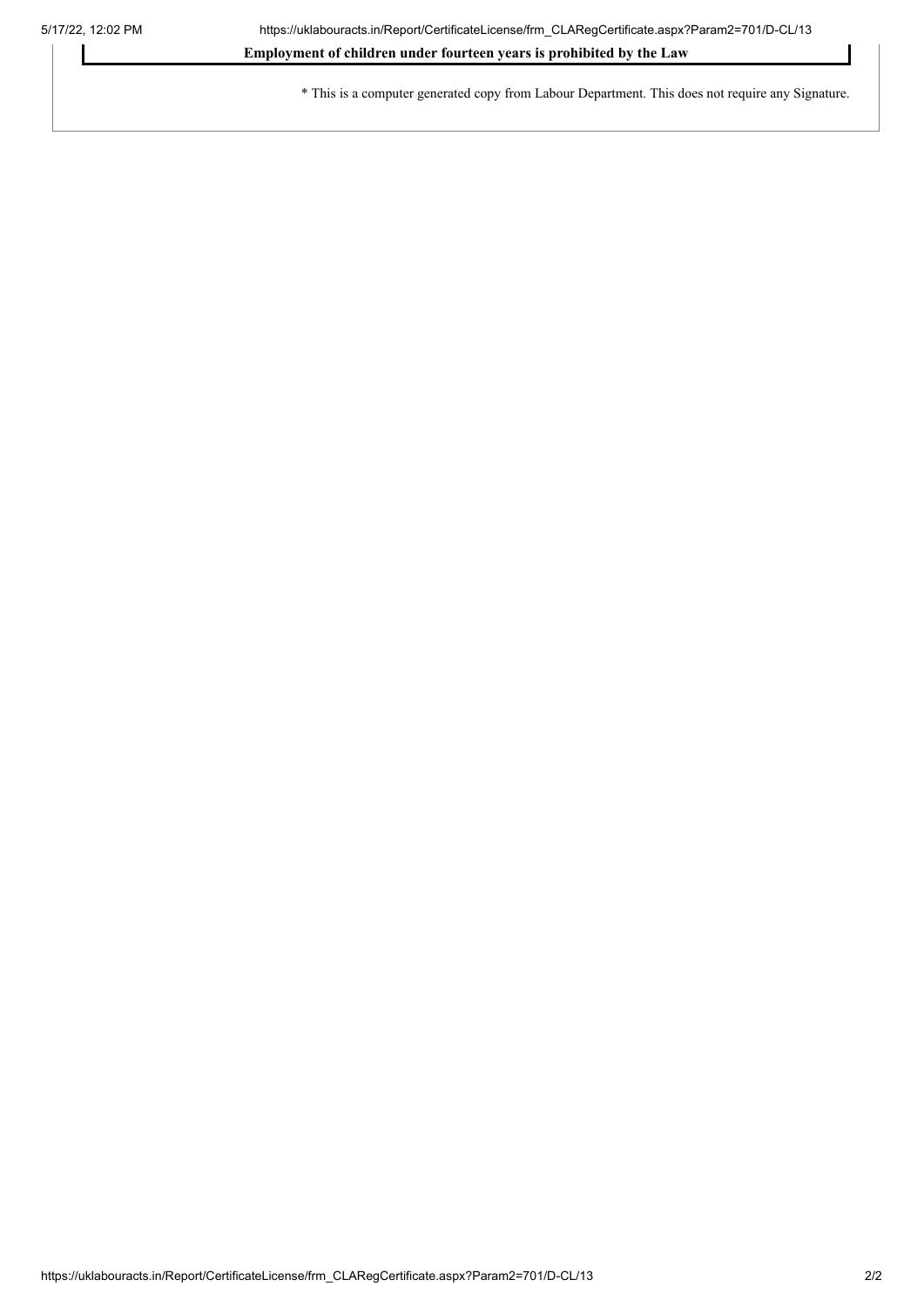**Employment of children under fourteen years is prohibited by the Law**

* This is a computer generated copy from Labour Department. This does not require any Signature.